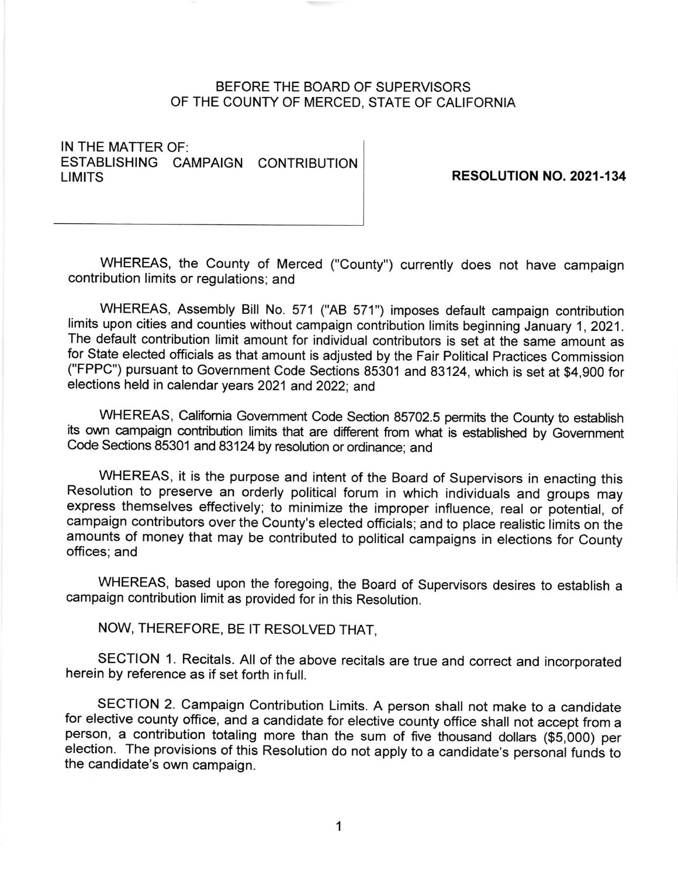BEFORE THE BOARD OF SUPERVISORS
OF THE COUNTY OF MERCED, STATE OF CALIFORNIA

IN THE MATTER OF:
ESTABLISHING CAMPAIGN CONTRIBUTION LIMITS

**RESOLUTION NO. 2021-134**

WHEREAS, the County of Merced ("County") currently does not have campaign contribution limits or regulations; and

WHEREAS, Assembly Bill No. 571 ("AB 571") imposes default campaign contribution limits upon cities and counties without campaign contribution limits beginning January 1, 2021. The default contribution limit amount for individual contributors is set at the same amount as for State elected officials as that amount is adjusted by the Fair Political Practices Commission ("FPPC") pursuant to Government Code Sections 85301 and 83124, which is set at $4,900 for elections held in calendar years 2021 and 2022; and

WHEREAS, California Government Code Section 85702.5 permits the County to establish its own campaign contribution limits that are different from what is established by Government Code Sections 85301 and 83124 by resolution or ordinance; and

WHEREAS, it is the purpose and intent of the Board of Supervisors in enacting this Resolution to preserve an orderly political forum in which individuals and groups may express themselves effectively; to minimize the improper influence, real or potential, of campaign contributors over the County's elected officials; and to place realistic limits on the amounts of money that may be contributed to political campaigns in elections for County offices; and

WHEREAS, based upon the foregoing, the Board of Supervisors desires to establish a campaign contribution limit as provided for in this Resolution.

NOW, THEREFORE, BE IT RESOLVED THAT,

SECTION 1. Recitals. All of the above recitals are true and correct and incorporated herein by reference as if set forth in full.

SECTION 2. Campaign Contribution Limits. A person shall not make to a candidate for elective county office, and a candidate for elective county office shall not accept from a person, a contribution totaling more than the sum of five thousand dollars ($5,000) per election. The provisions of this Resolution do not apply to a candidate's personal funds to the candidate's own campaign.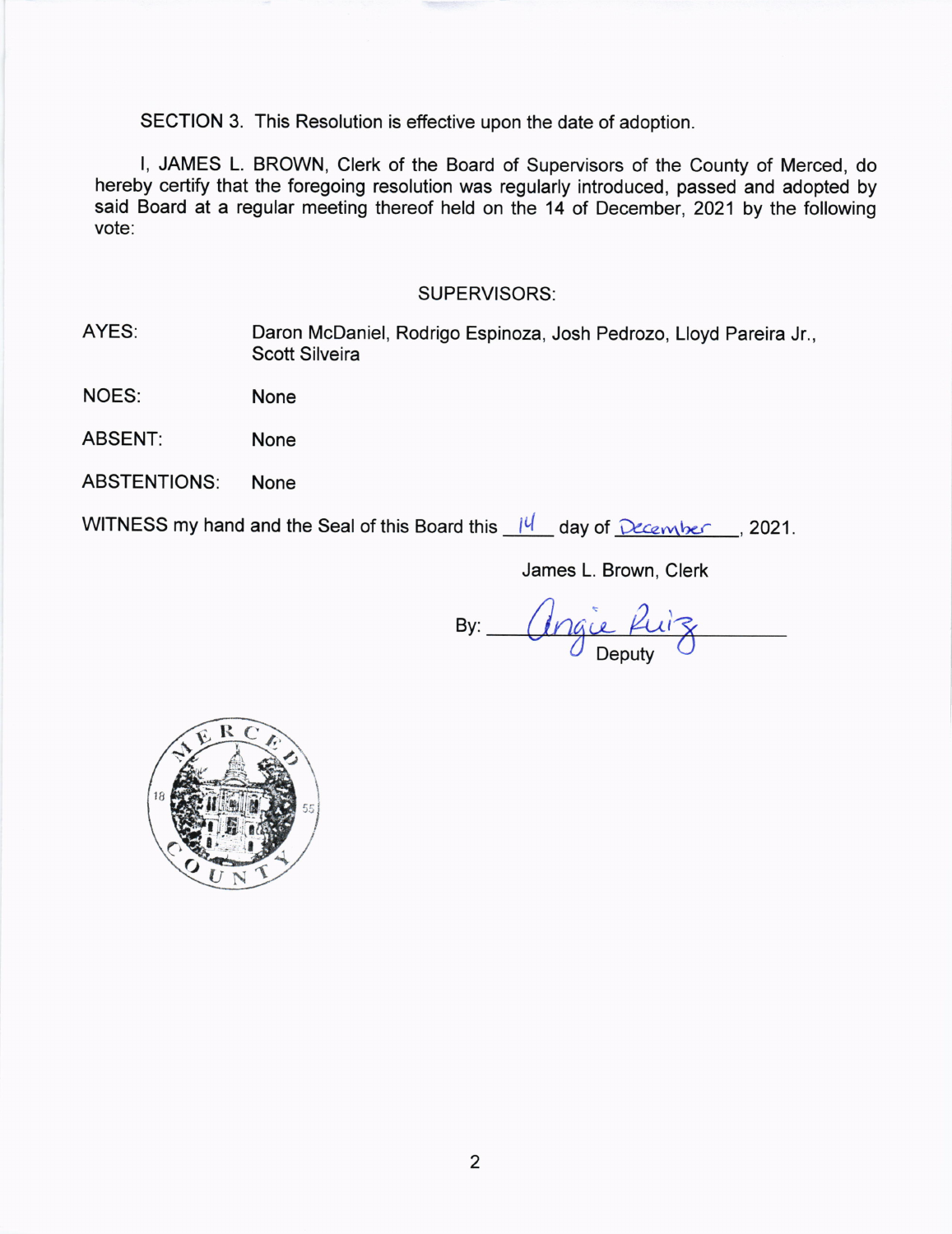SECTION 3. This Resolution is effective upon the date of adoption.

I, JAMES L. BROWN, Clerk of the Board of Supervisors of the County of Merced, do hereby certify that the foregoing resolution was regularly introduced, passed and adopted by said Board at a regular meeting thereof held on the 14 of December, 2021 by the following vote:

SUPERVISORS:

| | |
|---|---|
| AYES: | Daron McDaniel, Rodrigo Espinoza, Josh Pedrozo, Lloyd Pareira Jr., Scott Silveira |
| NOES: | None |
| ABSENT: | None |
| ABSTENTIONS: | None |

WITNESS my hand and the Seal of this Board this 14 day of December, 2021.

James L. Brown, Clerk

By: Angie Ruiz
Deputy

MERCED COUNTY 18 55